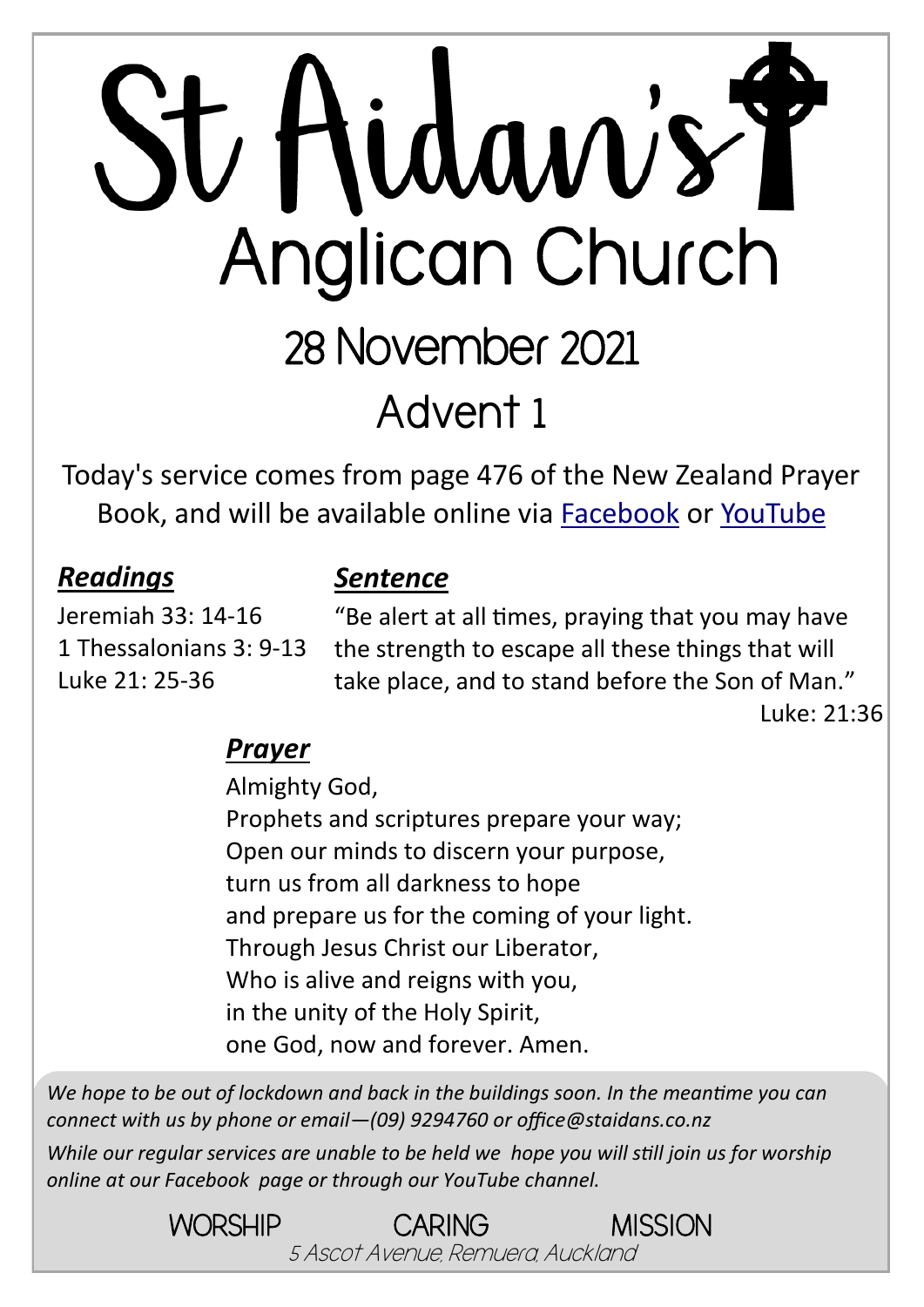# St Aidan's Anglican Church

## 28 November 2021

## Advent 1

Today's service comes from page 476 of the New Zealand Prayer Book, and will be available online via Facebook or YouTube

### ***Readings***

Jeremiah 33: 14-16
1 Thessalonians 3: 9-13
Luke 21: 25-36

### ***Sentence***

"Be alert at all times, praying that you may have the strength to escape all these things that will take place, and to stand before the Son of Man."

Luke: 21:36

### ***Prayer***

Almighty God,
Prophets and scriptures prepare your way;
Open our minds to discern your purpose,
turn us from all darkness to hope
and prepare us for the coming of your light.
Through Jesus Christ our Liberator,
Who is alive and reigns with you,
in the unity of the Holy Spirit,
one God, now and forever. Amen.

*We hope to be out of lockdown and back in the buildings soon. In the meantime you can connect with us by phone or email—(09) 9294760 or office@staidans.co.nz*

*While our regular services are unable to be held we hope you will still join us for worship online at our Facebook page or through our YouTube channel.*

WORSHIP CARING MISSION

*5 Ascot Avenue, Remuera, Auckland*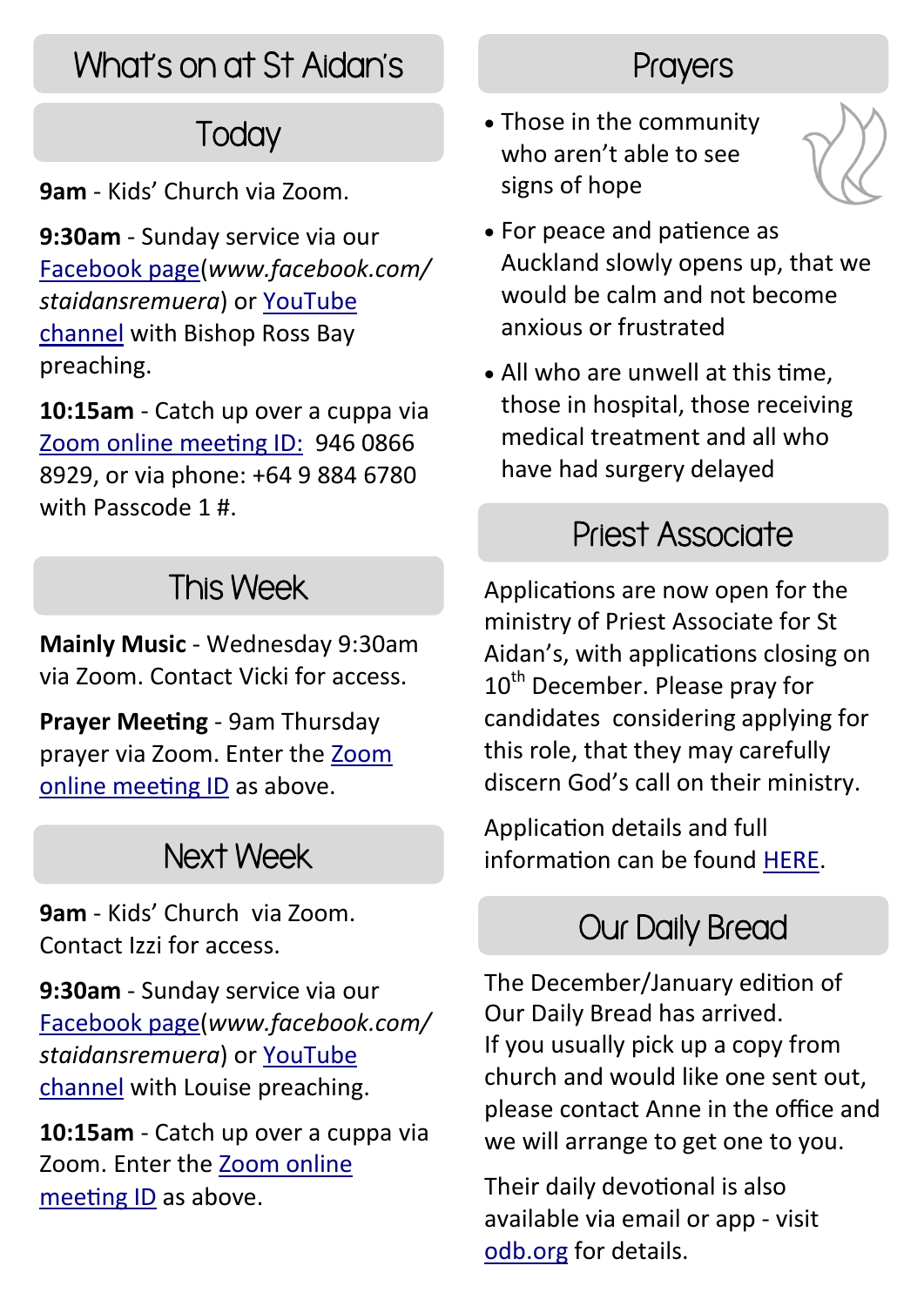## What's on at St Aidan's

### Today

**9am** - Kids' Church via Zoom.

**9:30am** - Sunday service via our Facebook page(*www.facebook.com/staidansremuera*) or YouTube channel with Bishop Ross Bay preaching.

**10:15am** - Catch up over a cuppa via Zoom online meeting ID: 946 0866 8929, or via phone: +64 9 884 6780 with Passcode 1 #.

### This Week

**Mainly Music** - Wednesday 9:30am via Zoom. Contact Vicki for access.

**Prayer Meeting** - 9am Thursday prayer via Zoom. Enter the Zoom online meeting ID as above.

### Next Week

**9am** - Kids' Church via Zoom. Contact Izzi for access.

**9:30am** - Sunday service via our Facebook page(*www.facebook.com/staidansremuera*) or YouTube channel with Louise preaching.

**10:15am** - Catch up over a cuppa via Zoom. Enter the Zoom online meeting ID as above.

## Prayers

- Those in the community who aren't able to see signs of hope
- For peace and patience as Auckland slowly opens up, that we would be calm and not become anxious or frustrated
- All who are unwell at this time, those in hospital, those receiving medical treatment and all who have had surgery delayed

## Priest Associate

Applications are now open for the ministry of Priest Associate for St Aidan's, with applications closing on 10th December. Please pray for candidates considering applying for this role, that they may carefully discern God's call on their ministry.

Application details and full information can be found HERE.

## Our Daily Bread

The December/January edition of Our Daily Bread has arrived.
If you usually pick up a copy from church and would like one sent out, please contact Anne in the office and we will arrange to get one to you.

Their daily devotional is also available via email or app - visit odb.org for details.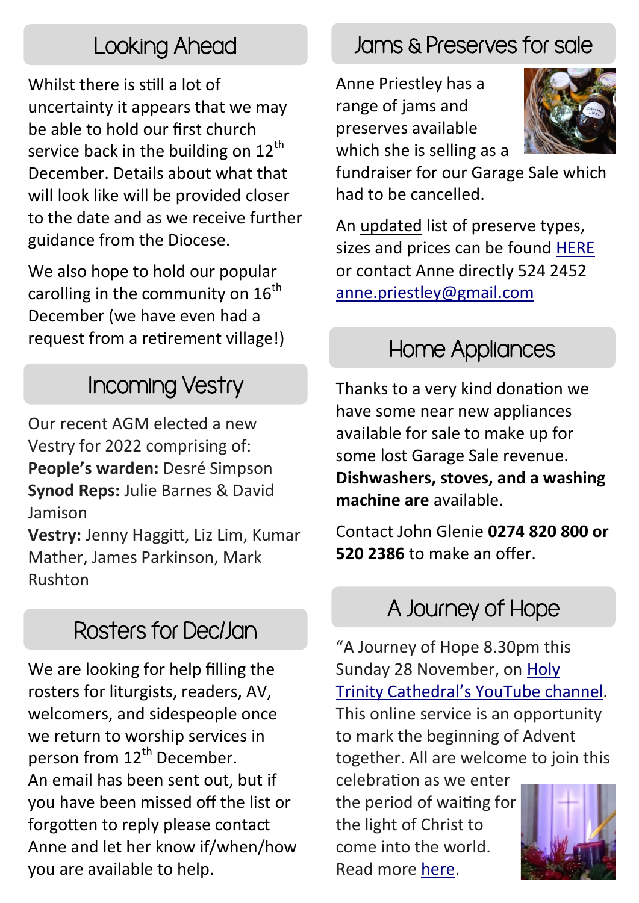## Looking Ahead

Whilst there is still a lot of uncertainty it appears that we may be able to hold our first church service back in the building on 12th December. Details about what that will look like will be provided closer to the date and as we receive further guidance from the Diocese.

We also hope to hold our popular carolling in the community on 16th December (we have even had a request from a retirement village!)

## Incoming Vestry

Our recent AGM elected a new Vestry for 2022 comprising of:
**People's warden:** Desré Simpson
**Synod Reps:** Julie Barnes & David Jamison
**Vestry:** Jenny Haggitt, Liz Lim, Kumar Mather, James Parkinson, Mark Rushton

## Rosters for Dec/Jan

We are looking for help filling the rosters for liturgists, readers, AV, welcomers, and sidespeople once we return to worship services in person from 12th December.
An email has been sent out, but if you have been missed off the list or forgotten to reply please contact Anne and let her know if/when/how you are available to help.

## Jams & Preserves for sale

Anne Priestley has a range of jams and preserves available which she is selling as a fundraiser for our Garage Sale which had to be cancelled.

An updated list of preserve types, sizes and prices can be found HERE or contact Anne directly 524 2452 anne.priestley@gmail.com

## Home Appliances

Thanks to a very kind donation we have some near new appliances available for sale to make up for some lost Garage Sale revenue. **Dishwashers, stoves, and a washing machine are** available.

Contact John Glenie **0274 820 800 or 520 2386** to make an offer.

## A Journey of Hope

"A Journey of Hope 8.30pm this Sunday 28 November, on Holy Trinity Cathedral's YouTube channel. This online service is an opportunity to mark the beginning of Advent together. All are welcome to join this celebration as we enter the period of waiting for the light of Christ to come into the world. Read more here.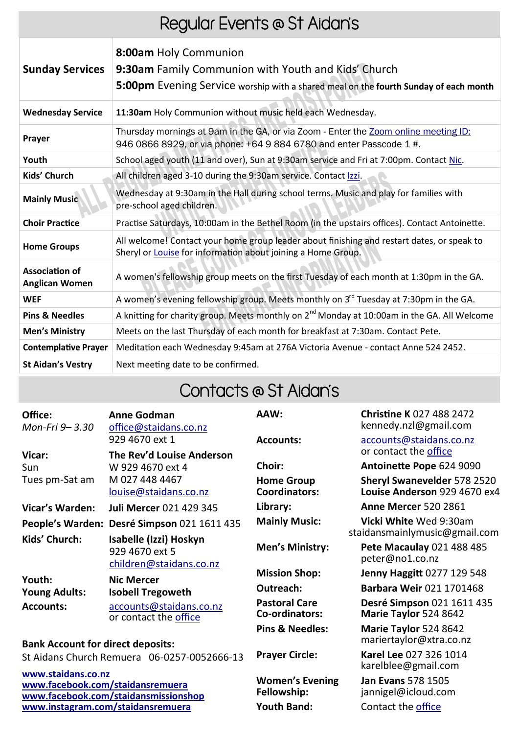# Regular Events @ St Aidan's

ALL REGULAR MEETINGS ARE POSTPONED UNTIL FURTHER NOTICE. PLEASE CONTACT GROUP LEADERS FOR MORE INFORMATION

| | |
|---|---|
| **Sunday Services** | **8:00am** Holy Communion<br>**9:30am** Family Communion with Youth and Kids' Church<br>**5:00pm** Evening Service worship with a shared meal on the **fourth Sunday of each month** |
| **Wednesday Service** | **11:30am** Holy Communion without music held each Wednesday. |
| **Prayer** | Thursday mornings at 9am in the GA, or via Zoom - Enter the Zoom online meeting ID: 946 0866 8929, or via phone: +64 9 884 6780 and enter Passcode 1 #. |
| **Youth** | School aged youth (11 and over), Sun at 9:30am service and Fri at 7:00pm. Contact Nic. |
| **Kids' Church** | All children aged 3-10 during the 9:30am service. Contact Izzi. |
| **Mainly Music** | Wednesday at 9:30am in the Hall during school terms. Music and play for families with pre-school aged children. |
| **Choir Practice** | Practise Saturdays, 10:00am in the Bethel Room (in the upstairs offices). Contact Antoinette. |
| **Home Groups** | All welcome! Contact your home group leader about finishing and restart dates, or speak to Sheryl or Louise for information about joining a Home Group. |
| **Association of Anglican Women** | A women's fellowship group meets on the first Tuesday of each month at 1:30pm in the GA. |
| **WEF** | A women's evening fellowship group. Meets monthly on 3rd Tuesday at 7:30pm in the GA. |
| **Pins & Needles** | A knitting for charity group. Meets monthly on 2nd Monday at 10:00am in the GA. All Welcome |
| **Men's Ministry** | Meets on the last Thursday of each month for breakfast at 7:30am. Contact Pete. |
| **Contemplative Prayer** | Meditation each Wednesday 9:45am at 276A Victoria Avenue - contact Anne 524 2452. |
| **St Aidan's Vestry** | Next meeting date to be confirmed. |

# Contacts @ St Aidan's

**Office:** *Mon-Fri 9– 3.30* — **Anne Godman** office@staidans.co.nz 929 4670 ext 1

**Vicar:** Sun, Tues pm-Sat am — **The Rev'd Louise Anderson** W 929 4670 ext 4, M 027 448 4467, louise@staidans.co.nz

**Vicar's Warden:** **Juli Mercer** 021 429 345

**People's Warden:** **Desré Simpson** 021 1611 435

**Kids' Church:** **Isabelle (Izzi) Hoskyn** 929 4670 ext 5, children@staidans.co.nz

**Youth:** **Nic Mercer**

**Young Adults:** **Isobell Tregoweth**

**Accounts:** accounts@staidans.co.nz or contact the office

**Bank Account for direct deposits:**
St Aidans Church Remuera 06-0257-0052666-13

www.staidans.co.nz
www.facebook.com/staidansremuera
www.facebook.com/staidansmissionshop
www.instagram.com/staidansremuera

**AAW:** **Christine K** 027 488 2472, kennedy.nzl@gmail.com

**Accounts:** accounts@staidans.co.nz or contact the office

**Choir:** **Antoinette Pope** 624 9090

**Home Group Coordinators:** **Sheryl Swanevelder** 578 2520, **Louise Anderson** 929 4670 ex4

**Library:** **Anne Mercer** 520 2861

**Mainly Music:** **Vicki White** Wed 9:30am, staidansmainlymusic@gmail.com

**Men's Ministry:** **Pete Macaulay** 021 488 485, peter@no1.co.nz

**Mission Shop:** **Jenny Haggitt** 0277 129 548

**Outreach:** **Barbara Weir** 021 1701468

**Pastoral Care Co-ordinators:** **Desré Simpson** 021 1611 435, **Marie Taylor** 524 8642

**Pins & Needles:** **Marie Taylor** 524 8642, mariertaylor@xtra.co.nz

**Prayer Circle:** **Karel Lee** 027 326 1014, karelblee@gmail.com

**Women's Evening Fellowship:** **Jan Evans** 578 1505, jannigel@icloud.com

**Youth Band:** Contact the office